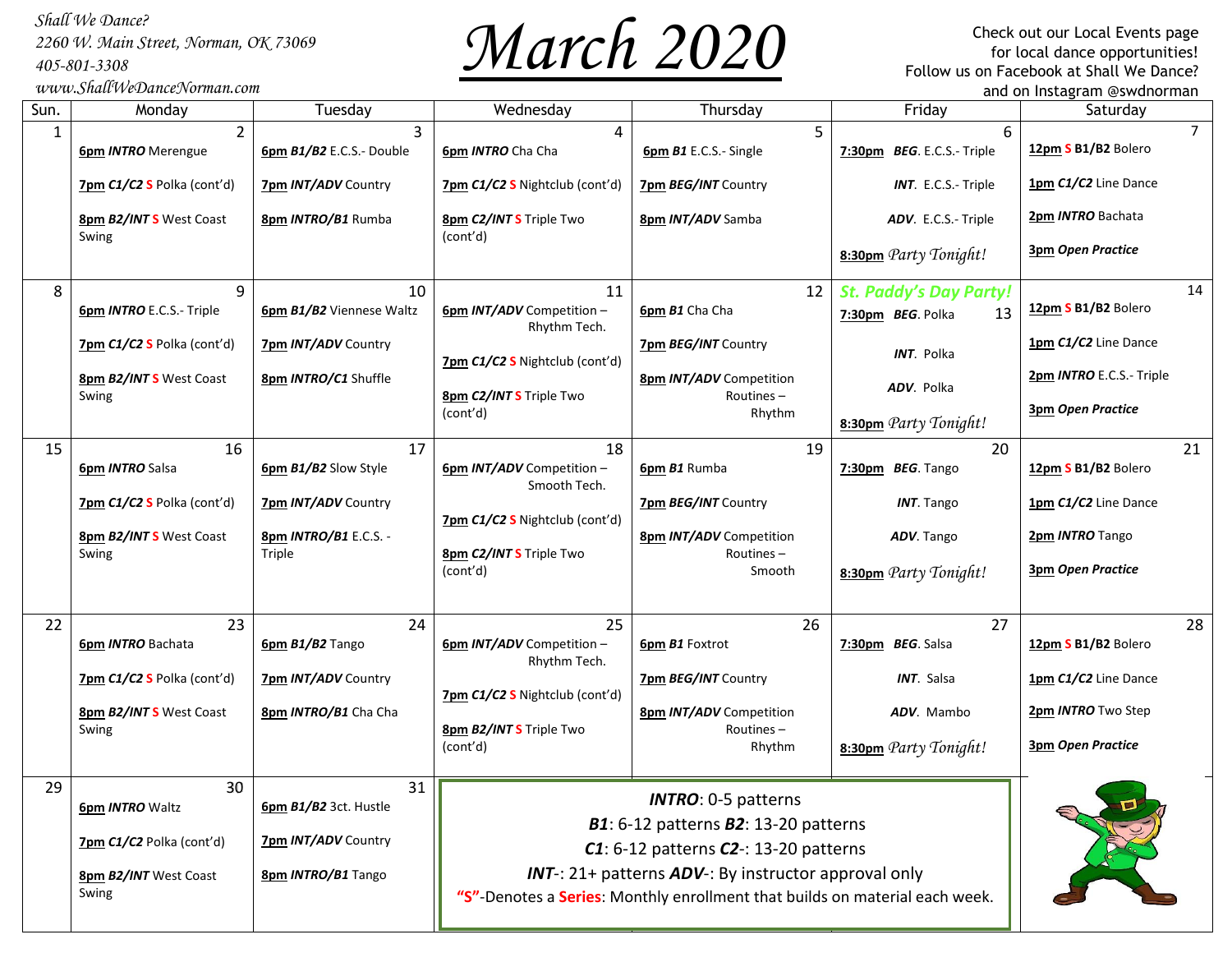*Shall We Dance?*
*2260 W. Main Street, Norman, OK 73069*
*405-801-3308*
*www.ShallWeDanceNorman.com*

# March 2020

Check out our Local Events page for local dance opportunities!
Follow us on Facebook at Shall We Dance?
and on Instagram @swdnorman

| Sun. | Monday | Tuesday | Wednesday | Thursday | Friday | Saturday |
|---|---|---|---|---|---|---|
| 1 | 2<br>**6pm** ***INTRO*** Merengue<br>**7pm** ***C1/C2*** **S** Polka (cont'd)<br>**8pm** ***B2/INT*** **S** West Coast Swing | 3<br>**6pm** ***B1/B2*** E.C.S.- Double<br>**7pm** ***INT/ADV*** Country<br>**8pm** ***INTRO/B1*** Rumba | 4<br>**6pm** ***INTRO*** Cha Cha<br>**7pm** ***C1/C2*** **S** Nightclub (cont'd)<br>**8pm** ***C2/INT*** **S** Triple Two (cont'd) | 5<br>**6pm** ***B1*** E.C.S.- Single<br>**7pm** ***BEG/INT*** Country<br>**8pm** ***INT/ADV*** Samba | 6<br>**7:30pm** ***BEG.*** E.C.S.- Triple<br>***INT.*** E.C.S.- Triple<br>***ADV.*** E.C.S.- Triple<br>**8:30pm** *Party Tonight!* | 7<br>**12pm** **S** **B1/B2** Bolero<br>**1pm** ***C1/C2*** Line Dance<br>**2pm** ***INTRO*** Bachata<br>**3pm** ***Open Practice*** |
| 8 | 9<br>**6pm** ***INTRO*** E.C.S.- Triple<br>**7pm** ***C1/C2*** **S** Polka (cont'd)<br>**8pm** ***B2/INT*** **S** West Coast Swing | 10<br>**6pm** ***B1/B2*** Viennese Waltz<br>**7pm** ***INT/ADV*** Country<br>**8pm** ***INTRO/C1*** Shuffle | 11<br>**6pm** ***INT/ADV*** Competition – Rhythm Tech.<br>**7pm** ***C1/C2*** **S** Nightclub (cont'd)<br>**8pm** ***C2/INT*** **S** Triple Two (cont'd) | 12<br>**6pm** ***B1*** Cha Cha<br>**7pm** ***BEG/INT*** Country<br>**8pm** ***INT/ADV*** Competition Routines – Rhythm | 13<br>***St. Paddy's Day Party!***<br>**7:30pm** ***BEG.*** Polka<br>***INT.*** Polka<br>***ADV.*** Polka<br>**8:30pm** *Party Tonight!* | 14<br>**12pm** **S** **B1/B2** Bolero<br>**1pm** ***C1/C2*** Line Dance<br>**2pm** ***INTRO*** E.C.S.- Triple<br>**3pm** ***Open Practice*** |
| 15 | 16<br>**6pm** ***INTRO*** Salsa<br>**7pm** ***C1/C2*** **S** Polka (cont'd)<br>**8pm** ***B2/INT*** **S** West Coast Swing | 17<br>**6pm** ***B1/B2*** Slow Style<br>**7pm** ***INT/ADV*** Country<br>**8pm** ***INTRO/B1*** E.C.S. - Triple | 18<br>**6pm** ***INT/ADV*** Competition – Smooth Tech.<br>**7pm** ***C1/C2*** **S** Nightclub (cont'd)<br>**8pm** ***C2/INT*** **S** Triple Two (cont'd) | 19<br>**6pm** ***B1*** Rumba<br>**7pm** ***BEG/INT*** Country<br>**8pm** ***INT/ADV*** Competition Routines – Smooth | 20<br>**7:30pm** ***BEG.*** Tango<br>***INT.*** Tango<br>***ADV.*** Tango<br>**8:30pm** *Party Tonight!* | 21<br>**12pm** **S** **B1/B2** Bolero<br>**1pm** ***C1/C2*** Line Dance<br>**2pm** ***INTRO*** Tango<br>**3pm** ***Open Practice*** |
| 22 | 23<br>**6pm** ***INTRO*** Bachata<br>**7pm** ***C1/C2*** **S** Polka (cont'd)<br>**8pm** ***B2/INT*** **S** West Coast Swing | 24<br>**6pm** ***B1/B2*** Tango<br>**7pm** ***INT/ADV*** Country<br>**8pm** ***INTRO/B1*** Cha Cha | 25<br>**6pm** ***INT/ADV*** Competition – Rhythm Tech.<br>**7pm** ***C1/C2*** **S** Nightclub (cont'd)<br>**8pm** ***B2/INT*** **S** Triple Two (cont'd) | 26<br>**6pm** ***B1*** Foxtrot<br>**7pm** ***BEG/INT*** Country<br>**8pm** ***INT/ADV*** Competition Routines – Rhythm | 27<br>**7:30pm** ***BEG.*** Salsa<br>***INT.*** Salsa<br>***ADV.*** Mambo<br>**8:30pm** *Party Tonight!* | 28<br>**12pm** **S** **B1/B2** Bolero<br>**1pm** ***C1/C2*** Line Dance<br>**2pm** ***INTRO*** Two Step<br>**3pm** ***Open Practice*** |
| 29 | 30<br>**6pm** ***INTRO*** Waltz<br>**7pm** ***C1/C2*** Polka (cont'd)<br>**8pm** ***B2/INT*** West Coast Swing | 31<br>**6pm** ***B1/B2*** 3ct. Hustle<br>**7pm** ***INT/ADV*** Country<br>**8pm** ***INTRO/B1*** Tango | | | | |

***INTRO***: 0-5 patterns
***B1***: 6-12 patterns ***B2***: 13-20 patterns
***C1***: 6-12 patterns ***C2***-: 13-20 patterns
***INT***-: 21+ patterns ***ADV***-: By instructor approval only
**"S"**-Denotes a **Series**: Monthly enrollment that builds on material each week.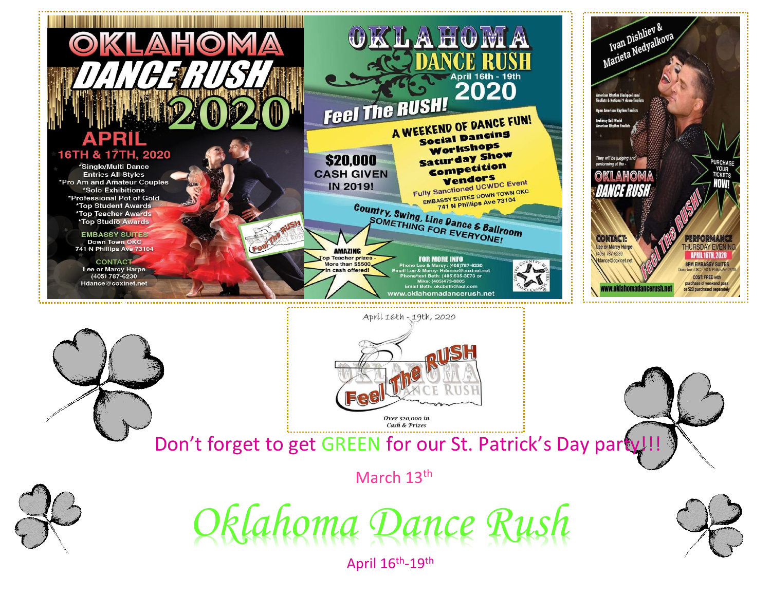# OKLAHOMA DANCE RUSH 2020

APRIL 16TH & 17TH, 2020

*Single/Multi Dance Entries All Styles
*Pro Am and Amateur Couples
*Solo Exhibitions
*Professional Pot of Gold
*Top Student Awards
*Top Teacher Awards
*Top Studio Awards

EMBASSY SUITES
Down Town OKC
741 N Phillips Ave 73104

CONTACT
Lee or Marcy Harpe
(405) 787-6230
Hdance@coxinet.net

# OKLAHOMA DANCE RUSH

April 16th - 19th 2020

Feel The RUSH!

A WEEKEND OF DANCE FUN!
Social Dancing
Workshops
Saturday Show
Competition
Vendors
Fully Sanctioned UCWDC Event
EMBASSY SUITES DOWN TOWN OKC
741 N Phillips Ave 73104

$20,000 CASH GIVEN IN 2019!

Country, Swing, Line Dance & Ballroom
SOMETHING FOR EVERYONE!

AMAZING Top Teacher prizes - More than $5500 in cash offered!

FOR MORE INFO
Phone Lee & Marcy: (405)787-6230
Email Lee & Marcy: Hdance@coxinet.net
Phone/text Beth: (405)535-3073 or
Mike: (405)473-6805
Email Beth: okcbeth@aol.com
www.oklahomadancerush.net

Ivan Dishliev & Marieta Nedyalkova

American Rhythm Blackpool semi finalists & National 9 dance finalists
Open American Rhythm finalists
Embassy Ball World American Rhythm finalists

They will be judging and performing at the - OKLAHOMA DANCE RUSH

PURCHASE YOUR TICKETS NOW!

Feel The RUSH!

CONTACT:
Lee or Marcy Harpe
(405) 787-6230
Hdance@coxinet.net

PERFORMANCE
THURSDAY EVENING
APRIL 16TH, 2020
8PM EMBASSY SUITES
Down Town OKC - 741 N Phillips Ave 73104
COST: FREE with purchase of weekend pass or $20 purchased separately

www.oklahomadancerush.net

April 16th - 19th, 2020

Feel The RUSH
OKLAHOMA DANCE RUSH

Over $20,000 in Cash & Prizes

Don't forget to get GREEN for our St. Patrick's Day party!!!

March 13th

*Oklahoma Dance Rush*

April 16th-19th